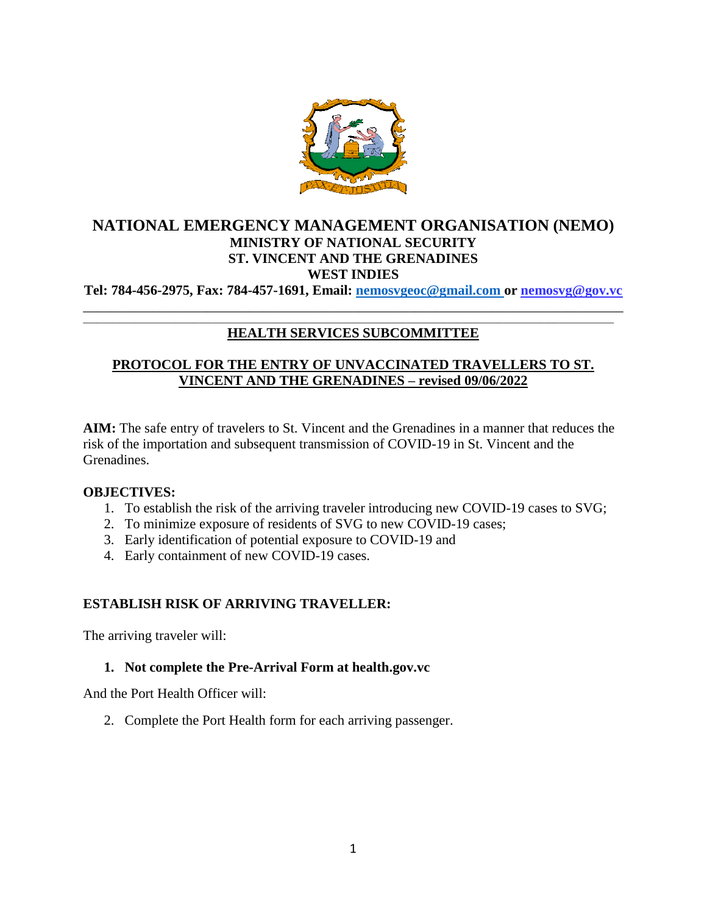# NATIONAL EMERGENCY MANAGEMENT ORGANISATION (NEMO)

**MINISTRY OF NATIONAL SECURITY**
**ST. VINCENT AND THE GRENADINES**
**WEST INDIES**

**Tel: 784-456-2975, Fax: 784-457-1691, Email: nemosvgeoc@gmail.com or nemosvg@gov.vc**

---

## HEALTH SERVICES SUBCOMMITTEE

## PROTOCOL FOR THE ENTRY OF UNVACCINATED TRAVELLERS TO ST. VINCENT AND THE GRENADINES – revised 09/06/2022

**AIM:** The safe entry of travelers to St. Vincent and the Grenadines in a manner that reduces the risk of the importation and subsequent transmission of COVID-19 in St. Vincent and the Grenadines.

**OBJECTIVES:**

1. To establish the risk of the arriving traveler introducing new COVID-19 cases to SVG;
2. To minimize exposure of residents of SVG to new COVID-19 cases;
3. Early identification of potential exposure to COVID-19 and
4. Early containment of new COVID-19 cases.

**ESTABLISH RISK OF ARRIVING TRAVELLER:**

The arriving traveler will:

1. **Not complete the Pre-Arrival Form at health.gov.vc**

And the Port Health Officer will:

2. Complete the Port Health form for each arriving passenger.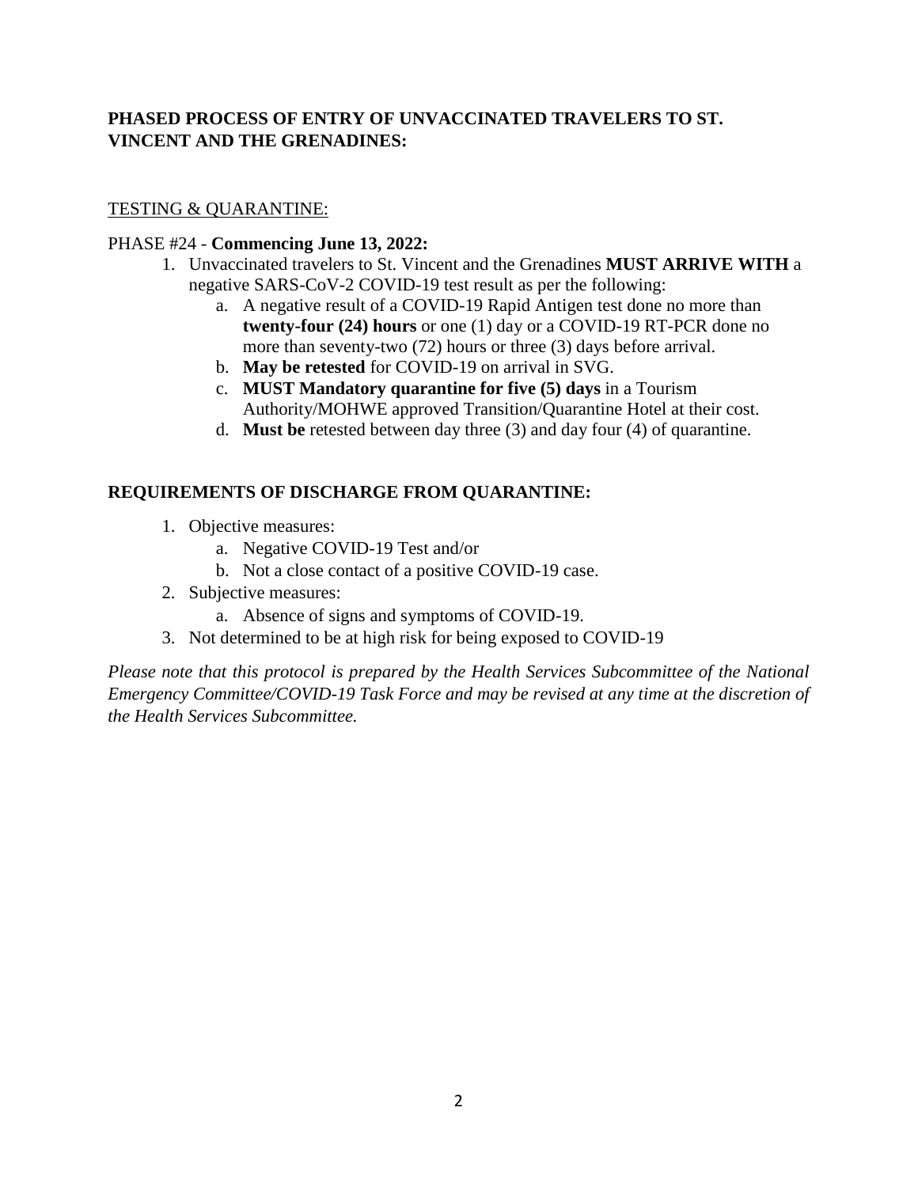## PHASED PROCESS OF ENTRY OF UNVACCINATED TRAVELERS TO ST. VINCENT AND THE GRENADINES:

TESTING & QUARANTINE:

PHASE #24 - **Commencing June 13, 2022:**

1. Unvaccinated travelers to St. Vincent and the Grenadines **MUST ARRIVE WITH** a negative SARS-CoV-2 COVID-19 test result as per the following:
   a. A negative result of a COVID-19 Rapid Antigen test done no more than **twenty-four (24) hours** or one (1) day or a COVID-19 RT-PCR done no more than seventy-two (72) hours or three (3) days before arrival.
   b. **May be retested** for COVID-19 on arrival in SVG.
   c. **MUST Mandatory quarantine for five (5) days** in a Tourism Authority/MOHWE approved Transition/Quarantine Hotel at their cost.
   d. **Must be** retested between day three (3) and day four (4) of quarantine.

## REQUIREMENTS OF DISCHARGE FROM QUARANTINE:

1. Objective measures:
   a. Negative COVID-19 Test and/or
   b. Not a close contact of a positive COVID-19 case.
2. Subjective measures:
   a. Absence of signs and symptoms of COVID-19.
3. Not determined to be at high risk for being exposed to COVID-19

*Please note that this protocol is prepared by the Health Services Subcommittee of the National Emergency Committee/COVID-19 Task Force and may be revised at any time at the discretion of the Health Services Subcommittee.*